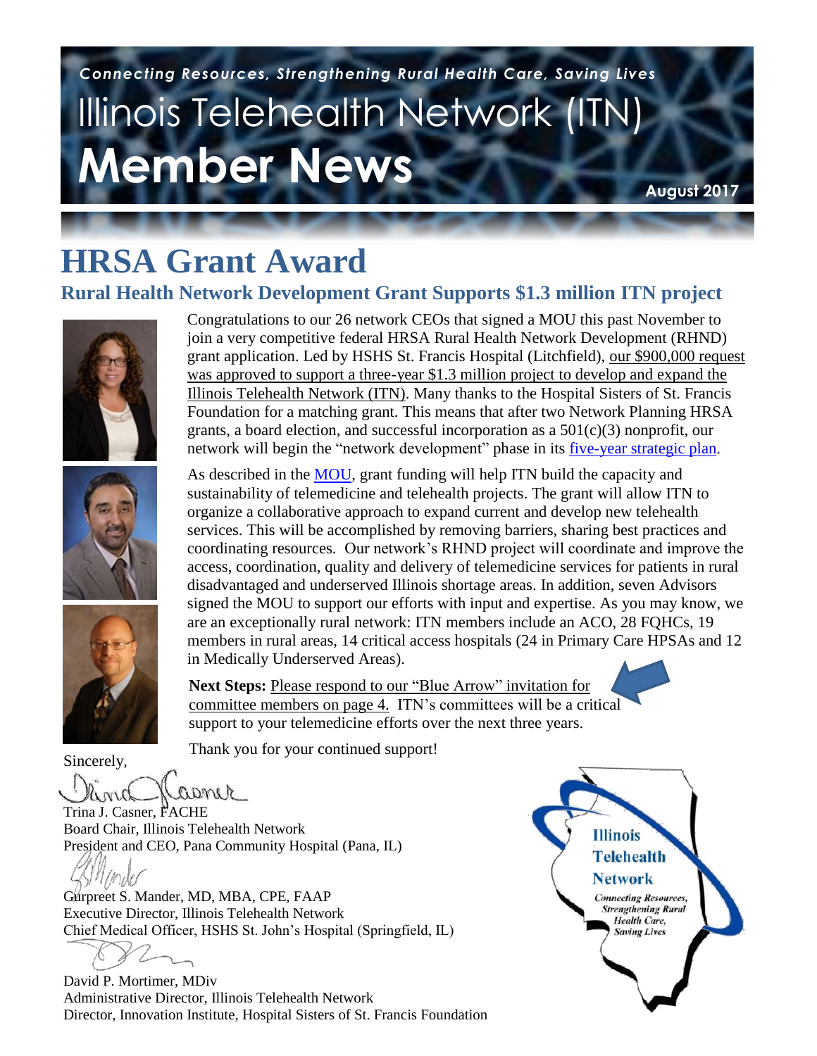*Connecting Resources, Strengthening Rural Health Care, Saving Lives*

# Illinois Telehealth Network (ITN) Member News

**August 2017**

# HRSA Grant Award

## Rural Health Network Development Grant Supports $1.3 million ITN project

Congratulations to our 26 network CEOs that signed a MOU this past November to join a very competitive federal HRSA Rural Health Network Development (RHND) grant application. Led by HSHS St. Francis Hospital (Litchfield), our $900,000 request was approved to support a three-year $1.3 million project to develop and expand the Illinois Telehealth Network (ITN). Many thanks to the Hospital Sisters of St. Francis Foundation for a matching grant. This means that after two Network Planning HRSA grants, a board election, and successful incorporation as a 501(c)(3) nonprofit, our network will begin the "network development" phase in its five-year strategic plan.

As described in the MOU, grant funding will help ITN build the capacity and sustainability of telemedicine and telehealth projects. The grant will allow ITN to organize a collaborative approach to expand current and develop new telehealth services. This will be accomplished by removing barriers, sharing best practices and coordinating resources. Our network's RHND project will coordinate and improve the access, coordination, quality and delivery of telemedicine services for patients in rural disadvantaged and underserved Illinois shortage areas. In addition, seven Advisors signed the MOU to support our efforts with input and expertise. As you may know, we are an exceptionally rural network: ITN members include an ACO, 28 FQHCs, 19 members in rural areas, 14 critical access hospitals (24 in Primary Care HPSAs and 12 in Medically Underserved Areas).

**Next Steps:** Please respond to our "Blue Arrow" invitation for committee members on page 4. ITN's committees will be a critical support to your telemedicine efforts over the next three years.

Thank you for your continued support!

Sincerely,

Trina J. Casner, FACHE
Board Chair, Illinois Telehealth Network
President and CEO, Pana Community Hospital (Pana, IL)

Gurpreet S. Mander, MD, MBA, CPE, FAAP
Executive Director, Illinois Telehealth Network
Chief Medical Officer, HSHS St. John's Hospital (Springfield, IL)

David P. Mortimer, MDiv
Administrative Director, Illinois Telehealth Network
Director, Innovation Institute, Hospital Sisters of St. Francis Foundation

Illinois Telehealth Network
*Connecting Resources, Strengthening Rural Health Care, Saving Lives*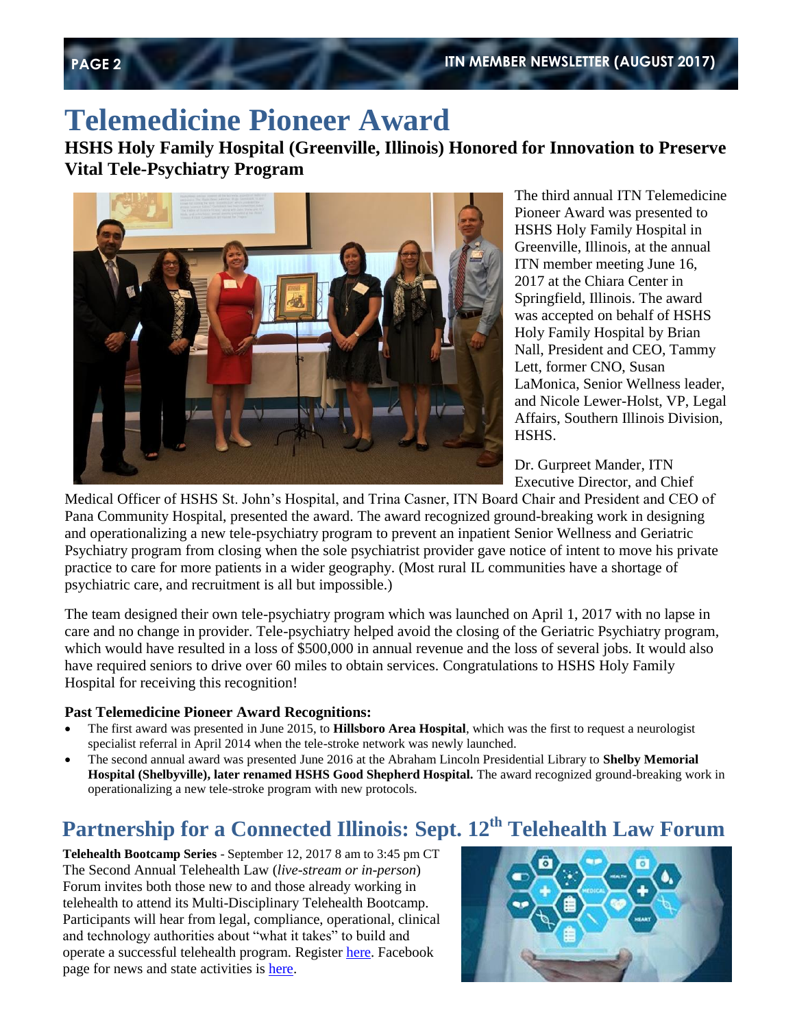# Telemedicine Pioneer Award

### HSHS Holy Family Hospital (Greenville, Illinois) Honored for Innovation to Preserve Vital Tele-Psychiatry Program

The third annual ITN Telemedicine Pioneer Award was presented to HSHS Holy Family Hospital in Greenville, Illinois, at the annual ITN member meeting June 16, 2017 at the Chiara Center in Springfield, Illinois. The award was accepted on behalf of HSHS Holy Family Hospital by Brian Nall, President and CEO, Tammy Lett, former CNO, Susan LaMonica, Senior Wellness leader, and Nicole Lewer-Holst, VP, Legal Affairs, Southern Illinois Division, HSHS.

Dr. Gurpreet Mander, ITN Executive Director, and Chief Medical Officer of HSHS St. John's Hospital, and Trina Casner, ITN Board Chair and President and CEO of Pana Community Hospital, presented the award. The award recognized ground-breaking work in designing and operationalizing a new tele-psychiatry program to prevent an inpatient Senior Wellness and Geriatric Psychiatry program from closing when the sole psychiatrist provider gave notice of intent to move his private practice to care for more patients in a wider geography. (Most rural IL communities have a shortage of psychiatric care, and recruitment is all but impossible.)

The team designed their own tele-psychiatry program which was launched on April 1, 2017 with no lapse in care and no change in provider. Tele-psychiatry helped avoid the closing of the Geriatric Psychiatry program, which would have resulted in a loss of $500,000 in annual revenue and the loss of several jobs. It would also have required seniors to drive over 60 miles to obtain services. Congratulations to HSHS Holy Family Hospital for receiving this recognition!

**Past Telemedicine Pioneer Award Recognitions:**

- The first award was presented in June 2015, to **Hillsboro Area Hospital**, which was the first to request a neurologist specialist referral in April 2014 when the tele-stroke network was newly launched.
- The second annual award was presented June 2016 at the Abraham Lincoln Presidential Library to **Shelby Memorial Hospital (Shelbyville), later renamed HSHS Good Shepherd Hospital.** The award recognized ground-breaking work in operationalizing a new tele-stroke program with new protocols.

## Partnership for a Connected Illinois: Sept. 12th Telehealth Law Forum

**Telehealth Bootcamp Series** - September 12, 2017 8 am to 3:45 pm CT
The Second Annual Telehealth Law (*live-stream or in-person*) Forum invites both those new to and those already working in telehealth to attend its Multi-Disciplinary Telehealth Bootcamp. Participants will hear from legal, compliance, operational, clinical and technology authorities about "what it takes" to build and operate a successful telehealth program. Register here. Facebook page for news and state activities is here.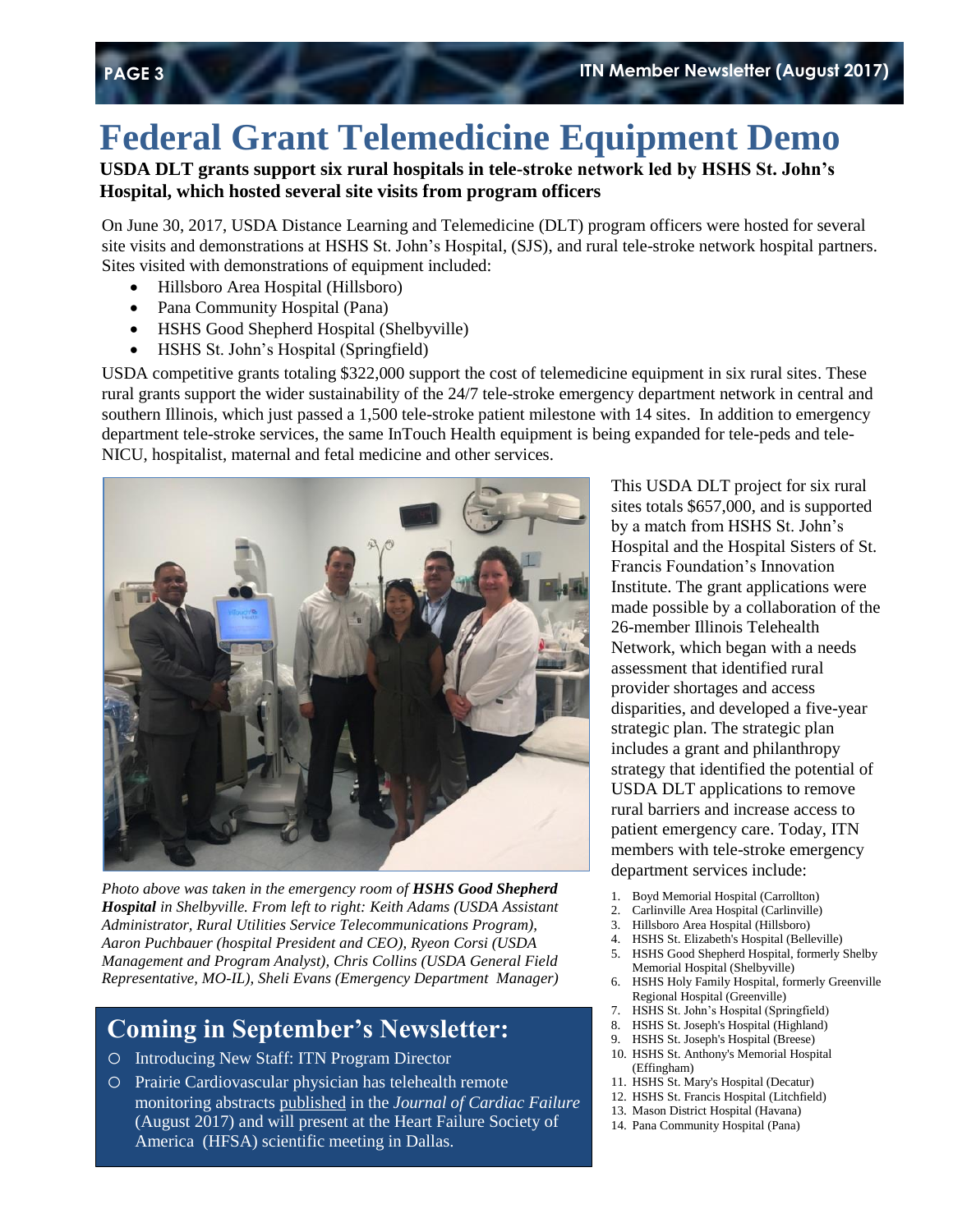# Federal Grant Telemedicine Equipment Demo

**USDA DLT grants support six rural hospitals in tele-stroke network led by HSHS St. John's Hospital, which hosted several site visits from program officers**

On June 30, 2017, USDA Distance Learning and Telemedicine (DLT) program officers were hosted for several site visits and demonstrations at HSHS St. John's Hospital, (SJS), and rural tele-stroke network hospital partners. Sites visited with demonstrations of equipment included:

- Hillsboro Area Hospital (Hillsboro)
- Pana Community Hospital (Pana)
- HSHS Good Shepherd Hospital (Shelbyville)
- HSHS St. John's Hospital (Springfield)

USDA competitive grants totaling $322,000 support the cost of telemedicine equipment in six rural sites. These rural grants support the wider sustainability of the 24/7 tele-stroke emergency department network in central and southern Illinois, which just passed a 1,500 tele-stroke patient milestone with 14 sites. In addition to emergency department tele-stroke services, the same InTouch Health equipment is being expanded for tele-peds and tele-NICU, hospitalist, maternal and fetal medicine and other services.

*Photo above was taken in the emergency room of **HSHS Good Shepherd Hospital** in Shelbyville. From left to right: Keith Adams (USDA Assistant Administrator, Rural Utilities Service Telecommunications Program), Aaron Puchbauer (hospital President and CEO), Ryeon Corsi (USDA Management and Program Analyst), Chris Collins (USDA General Field Representative, MO-IL), Sheli Evans (Emergency Department Manager)*

This USDA DLT project for six rural sites totals $657,000, and is supported by a match from HSHS St. John's Hospital and the Hospital Sisters of St. Francis Foundation's Innovation Institute. The grant applications were made possible by a collaboration of the 26-member Illinois Telehealth Network, which began with a needs assessment that identified rural provider shortages and access disparities, and developed a five-year strategic plan. The strategic plan includes a grant and philanthropy strategy that identified the potential of USDA DLT applications to remove rural barriers and increase access to patient emergency care. Today, ITN members with tele-stroke emergency department services include:

1. Boyd Memorial Hospital (Carrollton)
2. Carlinville Area Hospital (Carlinville)
3. Hillsboro Area Hospital (Hillsboro)
4. HSHS St. Elizabeth's Hospital (Belleville)
5. HSHS Good Shepherd Hospital, formerly Shelby Memorial Hospital (Shelbyville)
6. HSHS Holy Family Hospital, formerly Greenville Regional Hospital (Greenville)
7. HSHS St. John's Hospital (Springfield)
8. HSHS St. Joseph's Hospital (Highland)
9. HSHS St. Joseph's Hospital (Breese)
10. HSHS St. Anthony's Memorial Hospital (Effingham)
11. HSHS St. Mary's Hospital (Decatur)
12. HSHS St. Francis Hospital (Litchfield)
13. Mason District Hospital (Havana)
14. Pana Community Hospital (Pana)

## Coming in September's Newsletter:

- Introducing New Staff: ITN Program Director
- Prairie Cardiovascular physician has telehealth remote monitoring abstracts published in the *Journal of Cardiac Failure* (August 2017) and will present at the Heart Failure Society of America (HFSA) scientific meeting in Dallas.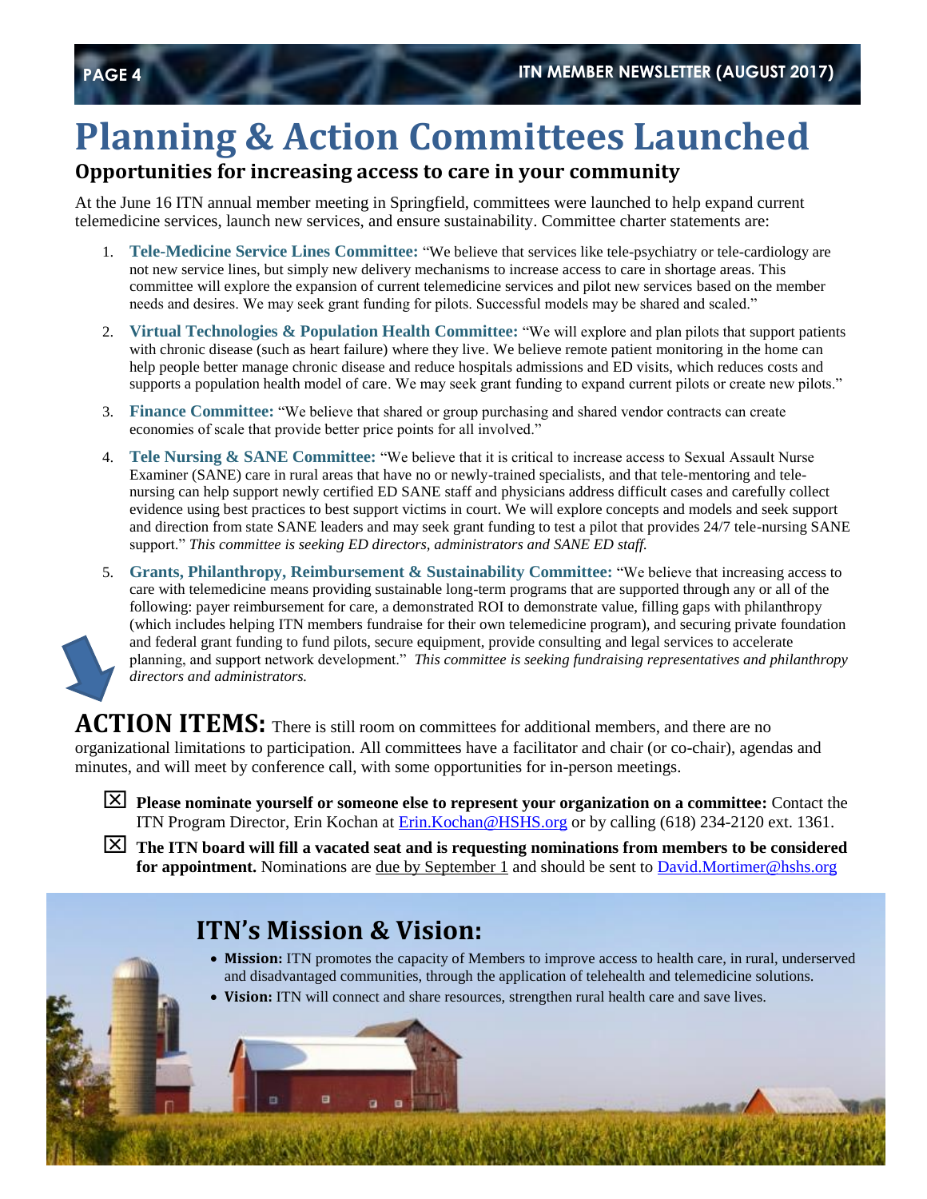# Planning & Action Committees Launched

## Opportunities for increasing access to care in your community

At the June 16 ITN annual member meeting in Springfield, committees were launched to help expand current telemedicine services, launch new services, and ensure sustainability. Committee charter statements are:

1. **Tele-Medicine Service Lines Committee:** "We believe that services like tele-psychiatry or tele-cardiology are not new service lines, but simply new delivery mechanisms to increase access to care in shortage areas. This committee will explore the expansion of current telemedicine services and pilot new services based on the member needs and desires. We may seek grant funding for pilots. Successful models may be shared and scaled."
2. **Virtual Technologies & Population Health Committee:** "We will explore and plan pilots that support patients with chronic disease (such as heart failure) where they live. We believe remote patient monitoring in the home can help people better manage chronic disease and reduce hospitals admissions and ED visits, which reduces costs and supports a population health model of care. We may seek grant funding to expand current pilots or create new pilots."
3. **Finance Committee:** "We believe that shared or group purchasing and shared vendor contracts can create economies of scale that provide better price points for all involved."
4. **Tele Nursing & SANE Committee:** "We believe that it is critical to increase access to Sexual Assault Nurse Examiner (SANE) care in rural areas that have no or newly-trained specialists, and that tele-mentoring and tele-nursing can help support newly certified ED SANE staff and physicians address difficult cases and carefully collect evidence using best practices to best support victims in court. We will explore concepts and models and seek support and direction from state SANE leaders and may seek grant funding to test a pilot that provides 24/7 tele-nursing SANE support." *This committee is seeking ED directors, administrators and SANE ED staff.*
5. **Grants, Philanthropy, Reimbursement & Sustainability Committee:** "We believe that increasing access to care with telemedicine means providing sustainable long-term programs that are supported through any or all of the following: payer reimbursement for care, a demonstrated ROI to demonstrate value, filling gaps with philanthropy (which includes helping ITN members fundraise for their own telemedicine program), and securing private foundation and federal grant funding to fund pilots, secure equipment, provide consulting and legal services to accelerate planning, and support network development." *This committee is seeking fundraising representatives and philanthropy directors and administrators.*

**ACTION ITEMS:** There is still room on committees for additional members, and there are no organizational limitations to participation. All committees have a facilitator and chair (or co-chair), agendas and minutes, and will meet by conference call, with some opportunities for in-person meetings.

- ☒ **Please nominate yourself or someone else to represent your organization on a committee:** Contact the ITN Program Director, Erin Kochan at Erin.Kochan@HSHS.org or by calling (618) 234-2120 ext. 1361.
- ☒ **The ITN board will fill a vacated seat and is requesting nominations from members to be considered for appointment.** Nominations are due by September 1 and should be sent to David.Mortimer@hshs.org

## ITN's Mission & Vision:

- **Mission:** ITN promotes the capacity of Members to improve access to health care, in rural, underserved and disadvantaged communities, through the application of telehealth and telemedicine solutions.
- **Vision:** ITN will connect and share resources, strengthen rural health care and save lives.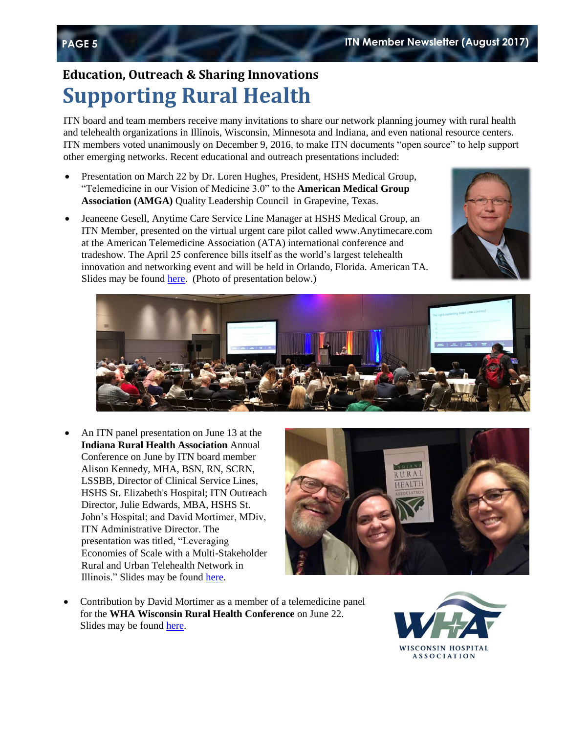## Education, Outreach & Sharing Innovations

# Supporting Rural Health

ITN board and team members receive many invitations to share our network planning journey with rural health and telehealth organizations in Illinois, Wisconsin, Minnesota and Indiana, and even national resource centers. ITN members voted unanimously on December 9, 2016, to make ITN documents "open source" to help support other emerging networks. Recent educational and outreach presentations included:

- Presentation on March 22 by Dr. Loren Hughes, President, HSHS Medical Group, "Telemedicine in our Vision of Medicine 3.0" to the **American Medical Group Association (AMGA)** Quality Leadership Council in Grapevine, Texas.
- Jeaneene Gesell, Anytime Care Service Line Manager at HSHS Medical Group, an ITN Member, presented on the virtual urgent care pilot called www.Anytimecare.com at the American Telemedicine Association (ATA) international conference and tradeshow. The April 25 conference bills itself as the world's largest telehealth innovation and networking event and will be held in Orlando, Florida. American TA. Slides may be found here. (Photo of presentation below.)
- An ITN panel presentation on June 13 at the **Indiana Rural Health Association** Annual Conference on June by ITN board member Alison Kennedy, MHA, BSN, RN, SCRN, LSSBB, Director of Clinical Service Lines, HSHS St. Elizabeth's Hospital; ITN Outreach Director, Julie Edwards, MBA, HSHS St. John's Hospital; and David Mortimer, MDiv, ITN Administrative Director. The presentation was titled, "Leveraging Economies of Scale with a Multi-Stakeholder Rural and Urban Telehealth Network in Illinois." Slides may be found here.
- Contribution by David Mortimer as a member of a telemedicine panel for the **WHA Wisconsin Rural Health Conference** on June 22. Slides may be found here.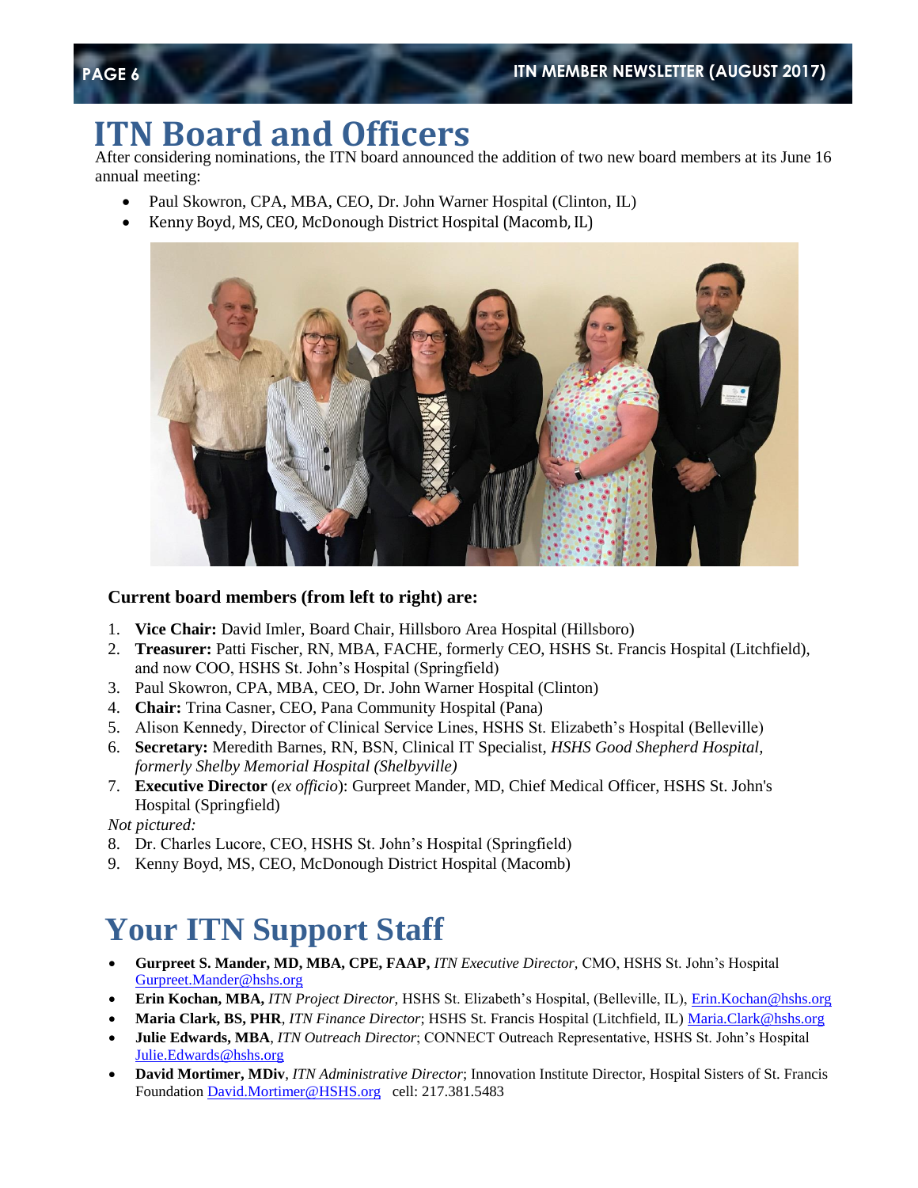# ITN Board and Officers

After considering nominations, the ITN board announced the addition of two new board members at its June 16 annual meeting:

- Paul Skowron, CPA, MBA, CEO, Dr. John Warner Hospital (Clinton, IL)
- Kenny Boyd, MS, CEO, McDonough District Hospital (Macomb, IL)

**Current board members (from left to right) are:**

1. **Vice Chair:** David Imler, Board Chair, Hillsboro Area Hospital (Hillsboro)
2. **Treasurer:** Patti Fischer, RN, MBA, FACHE, formerly CEO, HSHS St. Francis Hospital (Litchfield), and now COO, HSHS St. John's Hospital (Springfield)
3. Paul Skowron, CPA, MBA, CEO, Dr. John Warner Hospital (Clinton)
4. **Chair:** Trina Casner, CEO, Pana Community Hospital (Pana)
5. Alison Kennedy, Director of Clinical Service Lines, HSHS St. Elizabeth's Hospital (Belleville)
6. **Secretary:** Meredith Barnes, RN, BSN, Clinical IT Specialist, *HSHS Good Shepherd Hospital, formerly Shelby Memorial Hospital (Shelbyville)*
7. **Executive Director** (*ex officio*): Gurpreet Mander, MD, Chief Medical Officer, HSHS St. John's Hospital (Springfield)

*Not pictured:*

8. Dr. Charles Lucore, CEO, HSHS St. John's Hospital (Springfield)
9. Kenny Boyd, MS, CEO, McDonough District Hospital (Macomb)

# Your ITN Support Staff

- **Gurpreet S. Mander, MD, MBA, CPE, FAAP,** *ITN Executive Director,* CMO, HSHS St. John's Hospital Gurpreet.Mander@hshs.org
- **Erin Kochan, MBA,** *ITN Project Director,* HSHS St. Elizabeth's Hospital, (Belleville, IL), Erin.Kochan@hshs.org
- **Maria Clark, BS, PHR**, *ITN Finance Director*; HSHS St. Francis Hospital (Litchfield, IL) Maria.Clark@hshs.org
- **Julie Edwards, MBA**, *ITN Outreach Director*; CONNECT Outreach Representative, HSHS St. John's Hospital Julie.Edwards@hshs.org
- **David Mortimer, MDiv**, *ITN Administrative Director*; Innovation Institute Director, Hospital Sisters of St. Francis Foundation David.Mortimer@HSHS.org cell: 217.381.5483